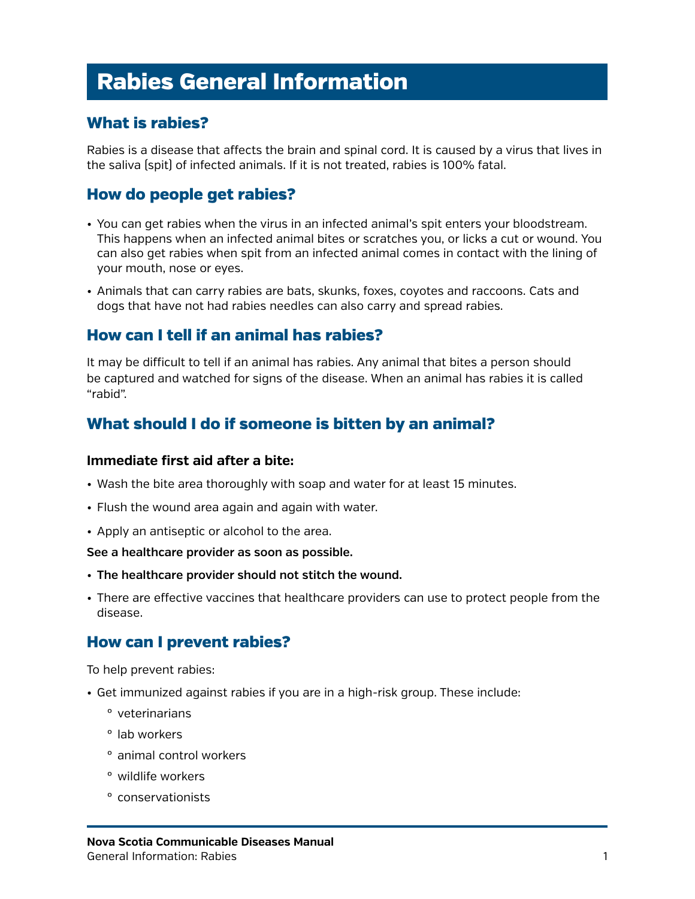# Rabies General Information

## What is rabies?

Rabies is a disease that affects the brain and spinal cord. It is caused by a virus that lives in the saliva (spit) of infected animals. If it is not treated, rabies is 100% fatal.

## How do people get rabies?

- You can get rabies when the virus in an infected animal's spit enters your bloodstream. This happens when an infected animal bites or scratches you, or licks a cut or wound. You can also get rabies when spit from an infected animal comes in contact with the lining of your mouth, nose or eyes.
- Animals that can carry rabies are bats, skunks, foxes, coyotes and raccoons. Cats and dogs that have not had rabies needles can also carry and spread rabies.

## How can I tell if an animal has rabies?

It may be difficult to tell if an animal has rabies. Any animal that bites a person should be captured and watched for signs of the disease. When an animal has rabies it is called "rabid".

## What should I do if someone is bitten by an animal?

**Immediate first aid after a bite:**

- Wash the bite area thoroughly with soap and water for at least 15 minutes.
- Flush the wound area again and again with water.
- Apply an antiseptic or alcohol to the area.

**See a healthcare provider as soon as possible.**

- **The healthcare provider should not stitch the wound.**
- There are effective vaccines that healthcare providers can use to protect people from the disease.

## How can I prevent rabies?

To help prevent rabies:

- Get immunized against rabies if you are in a high-risk group. These include:
  - veterinarians
  - lab workers
  - animal control workers
  - wildlife workers
  - conservationists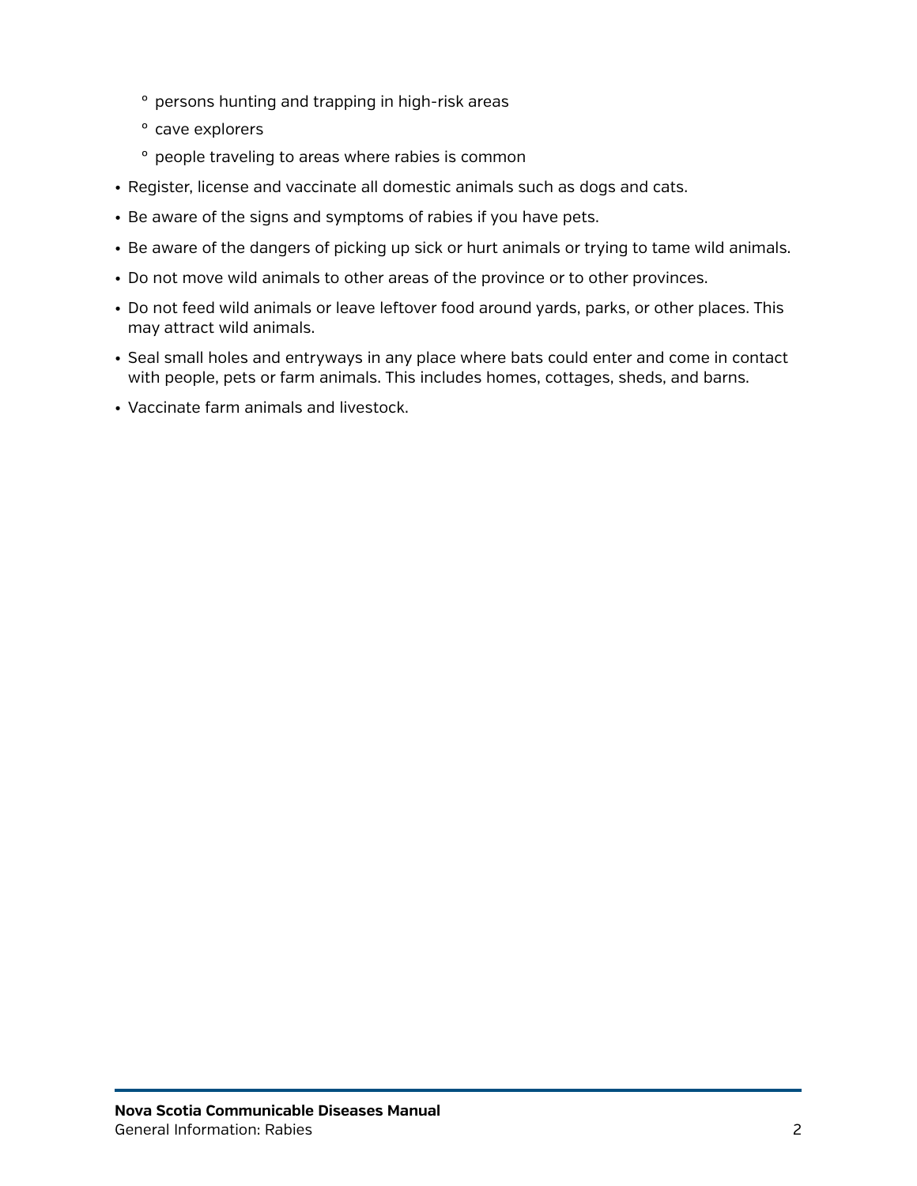- persons hunting and trapping in high-risk areas
    - cave explorers
    - people traveling to areas where rabies is common
- Register, license and vaccinate all domestic animals such as dogs and cats.
- Be aware of the signs and symptoms of rabies if you have pets.
- Be aware of the dangers of picking up sick or hurt animals or trying to tame wild animals.
- Do not move wild animals to other areas of the province or to other provinces.
- Do not feed wild animals or leave leftover food around yards, parks, or other places. This may attract wild animals.
- Seal small holes and entryways in any place where bats could enter and come in contact with people, pets or farm animals. This includes homes, cottages, sheds, and barns.
- Vaccinate farm animals and livestock.